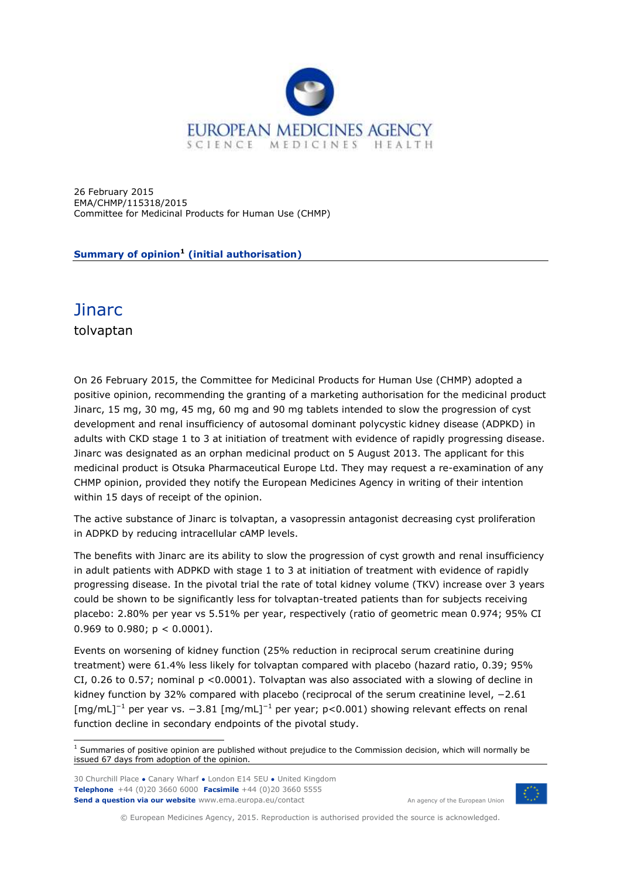26 February 2015
EMA/CHMP/115318/2015
Committee for Medicinal Products for Human Use (CHMP)

**Summary of opinion[1] (initial authorisation)**

# Jinarc

tolvaptan

On 26 February 2015, the Committee for Medicinal Products for Human Use (CHMP) adopted a positive opinion, recommending the granting of a marketing authorisation for the medicinal product Jinarc, 15 mg, 30 mg, 45 mg, 60 mg and 90 mg tablets intended to slow the progression of cyst development and renal insufficiency of autosomal dominant polycystic kidney disease (ADPKD) in adults with CKD stage 1 to 3 at initiation of treatment with evidence of rapidly progressing disease. Jinarc was designated as an orphan medicinal product on 5 August 2013. The applicant for this medicinal product is Otsuka Pharmaceutical Europe Ltd. They may request a re-examination of any CHMP opinion, provided they notify the European Medicines Agency in writing of their intention within 15 days of receipt of the opinion.

The active substance of Jinarc is tolvaptan, a vasopressin antagonist decreasing cyst proliferation in ADPKD by reducing intracellular cAMP levels.

The benefits with Jinarc are its ability to slow the progression of cyst growth and renal insufficiency in adult patients with ADPKD with stage 1 to 3 at initiation of treatment with evidence of rapidly progressing disease. In the pivotal trial the rate of total kidney volume (TKV) increase over 3 years could be shown to be significantly less for tolvaptan-treated patients than for subjects receiving placebo: 2.80% per year vs 5.51% per year, respectively (ratio of geometric mean 0.974; 95% CI 0.969 to 0.980; $p < 0.0001$).

Events on worsening of kidney function (25% reduction in reciprocal serum creatinine during treatment) were 61.4% less likely for tolvaptan compared with placebo (hazard ratio, 0.39; 95% CI, 0.26 to 0.57; nominal $p < 0.0001$). Tolvaptan was also associated with a slowing of decline in kidney function by 32% compared with placebo (reciprocal of the serum creatinine level, $-2.61$ $[\text{mg/mL}]^{-1}$ per year vs. $-3.81$ $[\text{mg/mL}]^{-1}$ per year; $p<0.001$) showing relevant effects on renal function decline in secondary endpoints of the pivotal study.

[1] Summaries of positive opinion are published without prejudice to the Commission decision, which will normally be issued 67 days from adoption of the opinion.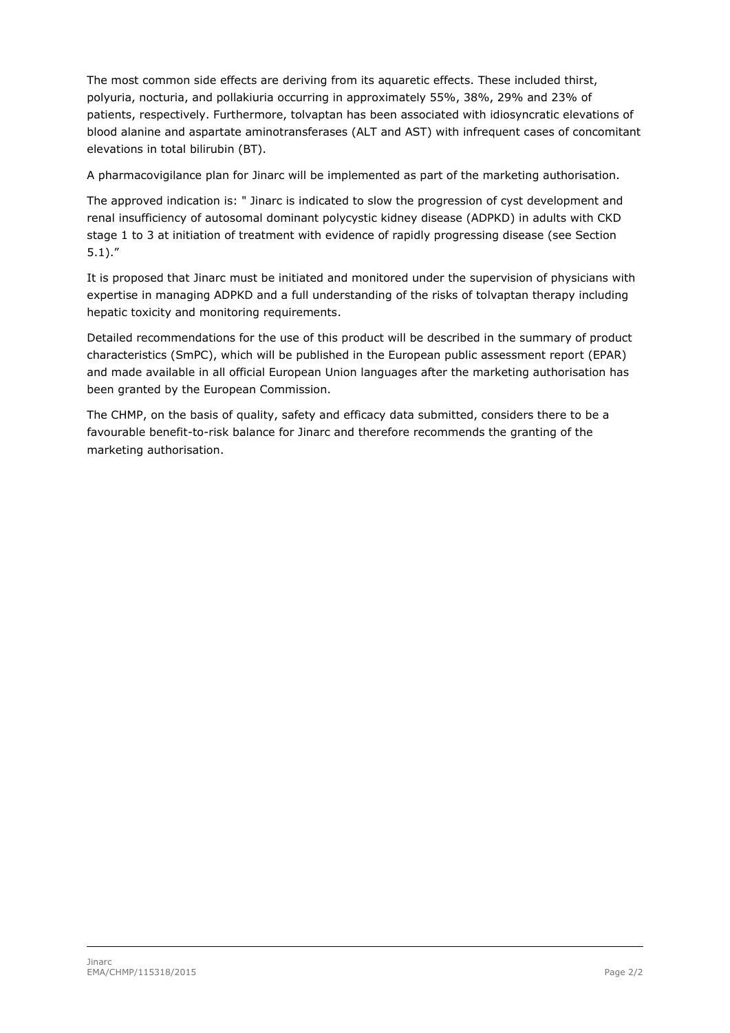The most common side effects are deriving from its aquaretic effects. These included thirst, polyuria, nocturia, and pollakiuria occurring in approximately 55%, 38%, 29% and 23% of patients, respectively. Furthermore, tolvaptan has been associated with idiosyncratic elevations of blood alanine and aspartate aminotransferases (ALT and AST) with infrequent cases of concomitant elevations in total bilirubin (BT).

A pharmacovigilance plan for Jinarc will be implemented as part of the marketing authorisation.

The approved indication is: " Jinarc is indicated to slow the progression of cyst development and renal insufficiency of autosomal dominant polycystic kidney disease (ADPKD) in adults with CKD stage 1 to 3 at initiation of treatment with evidence of rapidly progressing disease (see Section 5.1)."

It is proposed that Jinarc must be initiated and monitored under the supervision of physicians with expertise in managing ADPKD and a full understanding of the risks of tolvaptan therapy including hepatic toxicity and monitoring requirements.

Detailed recommendations for the use of this product will be described in the summary of product characteristics (SmPC), which will be published in the European public assessment report (EPAR) and made available in all official European Union languages after the marketing authorisation has been granted by the European Commission.

The CHMP, on the basis of quality, safety and efficacy data submitted, considers there to be a favourable benefit-to-risk balance for Jinarc and therefore recommends the granting of the marketing authorisation.